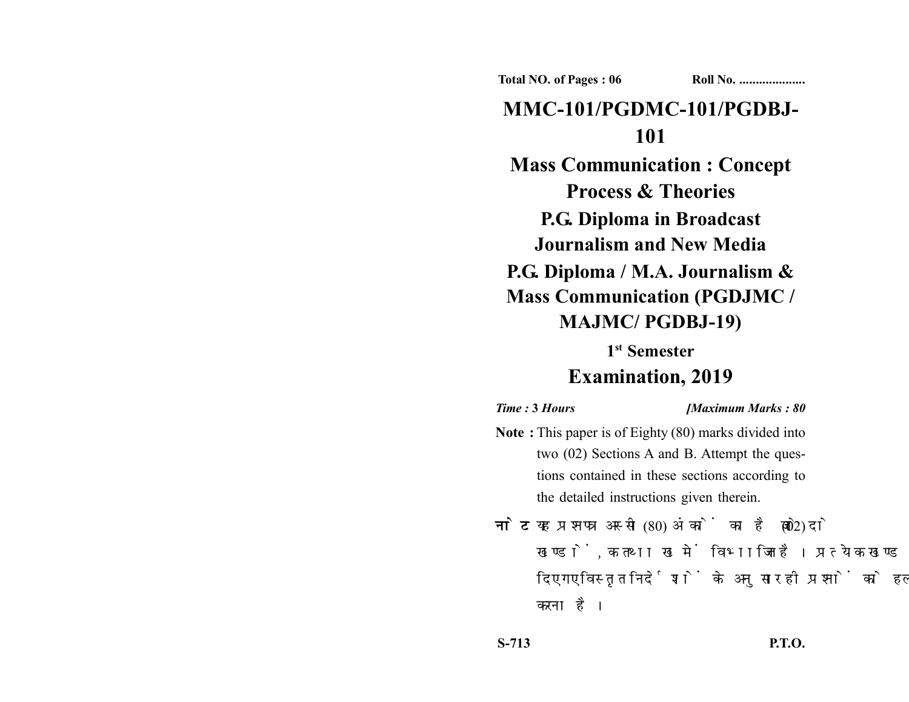Total NO. of Pages : 06 Roll No. ....................

# MMC-101/PGDMC-101/PGDBJ-101

## Mass Communication : Concept Process & Theories

## P.G. Diploma in Broadcast Journalism and New Media

## P.G. Diploma / M.A. Journalism & Mass Communication (PGDJMC / MAJMC/ PGDBJ-19)

### 1st Semester

## Examination, 2019

*Time : 3 Hours* *[Maximum Marks : 80*

**Note :** This paper is of Eighty (80) marks divided into two (02) Sections A and B. Attempt the questions contained in these sections according to the detailed instructions given therein.

**नोट :** यह प्रश्नपत्र अस्सी (80) अंकों का है जो दो (02) खण्डों, क तथा ख में विभाजित है। प्रत्येक खण्ड में दिए गए विस्तृत निर्देशों के अनुसार ही प्रश्नों को हल करना है।

S-713 P.T.O.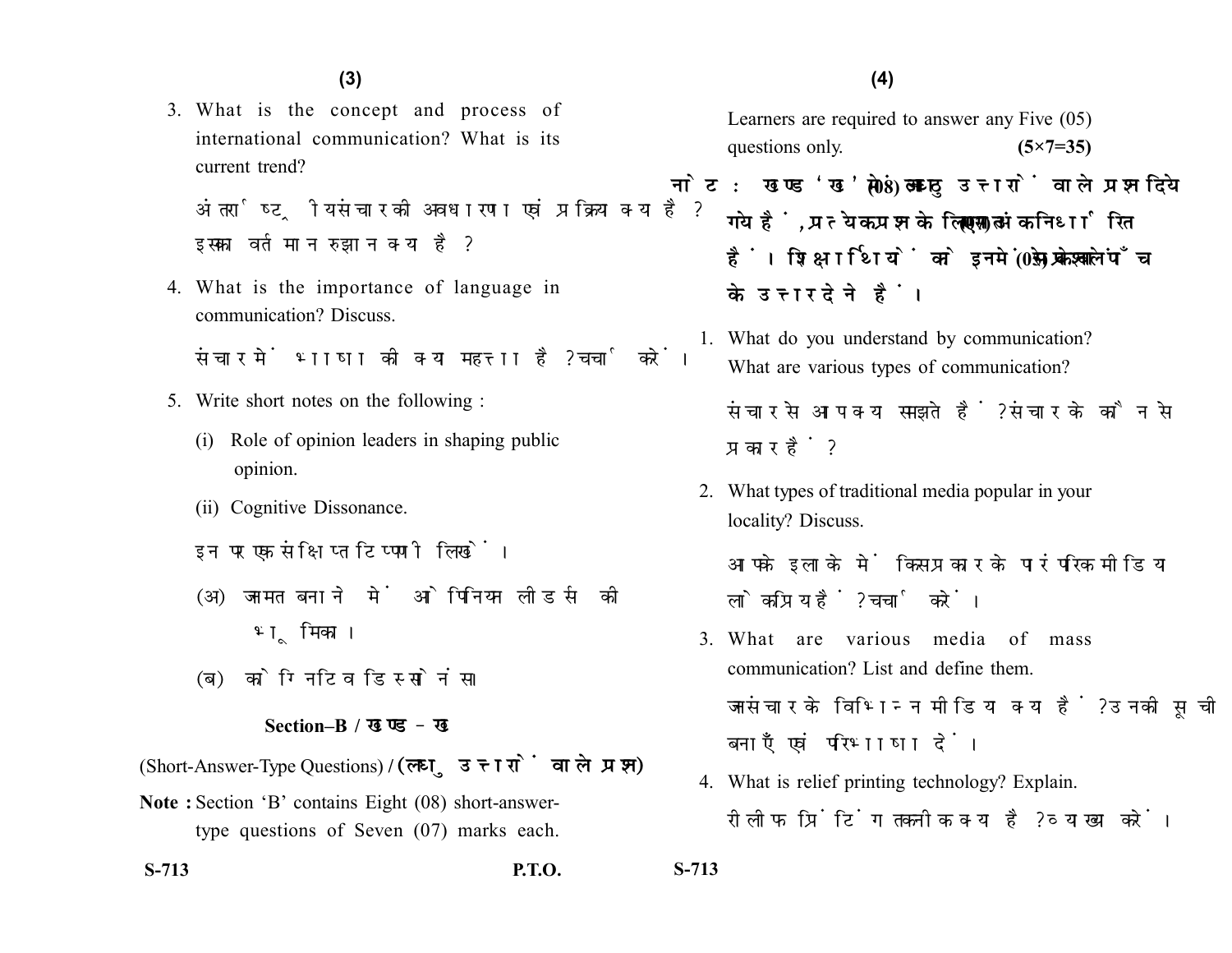3. What is the concept and process of international communication? What is its current trend?

   अंतर्राष्ट्रीय संचार की अवधारणा एवं प्रक्रिया क्या है? इसका वर्तमान रुझान क्या है?

4. What is the importance of language in communication? Discuss.

   संचार में भाषा की क्या महत्ता है? चर्चा करें।

5. Write short notes on the following :

   (i) Role of opinion leaders in shaping public opinion.

   (ii) Cognitive Dissonance.

   इन पर एक संक्षिप्त टिप्पणी लिखें।

   (अ) जनमत बनाने में ओपिनियन लीडर्स की भूमिका।

   (ब) कोग्निटिव डिस्सोनेंस।

## Section–B / खण्ड – ख

(Short-Answer-Type Questions) / **(लघु उत्तरों वाले प्रश्न)**

**Note :** Section 'B' contains Eight (08) short-answer-type questions of Seven (07) marks each. Learners are required to answer any Five (05) questions only. **(5×7=35)**

**नोट : खण्ड 'ख' में आठ (08) लघु उत्तरों वाले प्रश्न दिये गये हैं, प्रत्येक प्रश्न के लिए सात (07) अंक निर्धारित हैं। शिक्षार्थियों को इनमें से केवल पाँच (05) प्रश्नों के उत्तर देने हैं।**

1. What do you understand by communication? What are various types of communication?

   संचार से आप क्या समझते हैं? संचार के कौन से प्रकार हैं?

2. What types of traditional media popular in your locality? Discuss.

   आपके इलाके में किस प्रकार के पारंपरिक मीडिया लोकप्रिय हैं? चर्चा करें।

3. What are various media of mass communication? List and define them.

   जनसंचार के विभिन्न मीडिया क्या हैं? उनकी सूची बनाएँ एवं परिभाषा दें।

4. What is relief printing technology? Explain.

   रीलीफ प्रिंटिंग तकनीक क्या है? व्याख्या करें।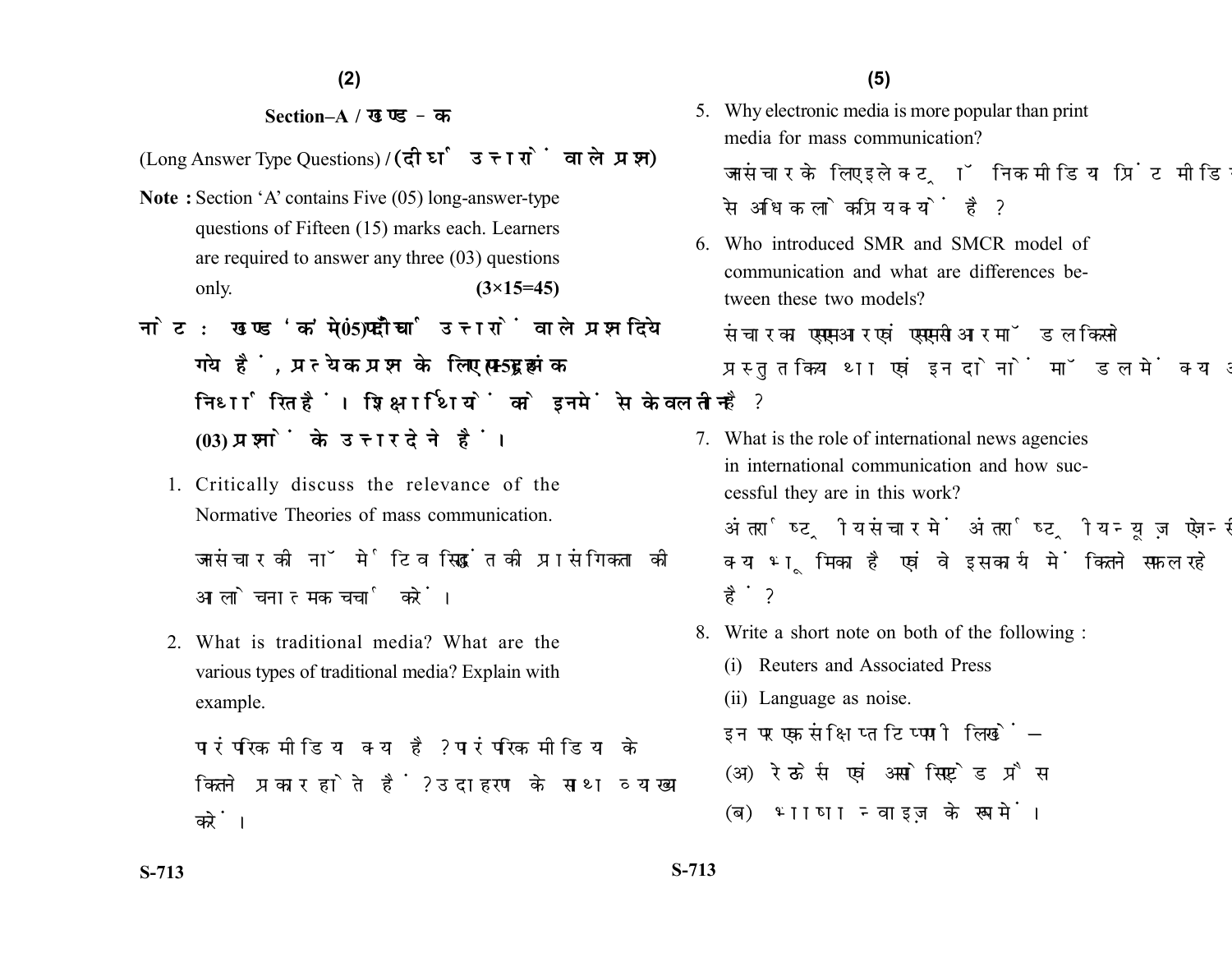## Section–A / खण्ड – क

(Long Answer Type Questions) / (दीर्घ उत्तरों वाले प्रश्न)

**Note :** Section 'A' contains Five (05) long-answer-type questions of Fifteen (15) marks each. Learners are required to answer any three (03) questions only. **(3×15=45)**

**नोट :** खण्ड 'क' में पाँच (05) दीर्घ उत्तरों वाले प्रश्न दिये गये हैं, प्रत्येक प्रश्न के लिए पन्द्रह (15) अंक निर्धारित हैं। शिक्षार्थियों को इनमें से केवल तीन (03) प्रश्नों के उत्तर देने हैं।

1. Critically discuss the relevance of the Normative Theories of mass communication.

   जनसंचार की नॉर्मेटिव सिद्धांत की प्रासंगिकता की आलोचनात्मक चर्चा करें।

2. What is traditional media? What are the various types of traditional media? Explain with example.

   पारंपरिक मीडिया क्या है? पारंपरिक मीडिया के कितने प्रकार होते हैं? उदाहरण के साथ व्याख्या करें।

5. Why electronic media is more popular than print media for mass communication?

   जनसंचार के लिए इलेक्ट्रॉनिक मीडिया प्रिंट मीडिया से अधिक लोकप्रिय क्यों है?

6. Who introduced SMR and SMCR model of communication and what are differences between these two models?

   संचार का एसएमआर एवं एसएमसीआर मॉडल किसने प्रस्तुत किया था एवं इन दोनों मॉडल में क्या अंतर है?

7. What is the role of international news agencies in international communication and how successful they are in this work?

   अंतर्राष्ट्रीय संचार में अंतर्राष्ट्रीय न्यूज़ एजेन्सी की क्या भूमिका है एवं वे इस कार्य में कितने सफल रहे हैं?

8. Write a short note on both of the following :

   (i) Reuters and Associated Press

   (ii) Language as noise.

   इन पर एक संक्षिप्त टिप्पणी लिखें –

   (अ) रोयटर्स एवं असोसिएटेड प्रैस

   (ब) भाषा न्वाइज़ के रूप में।